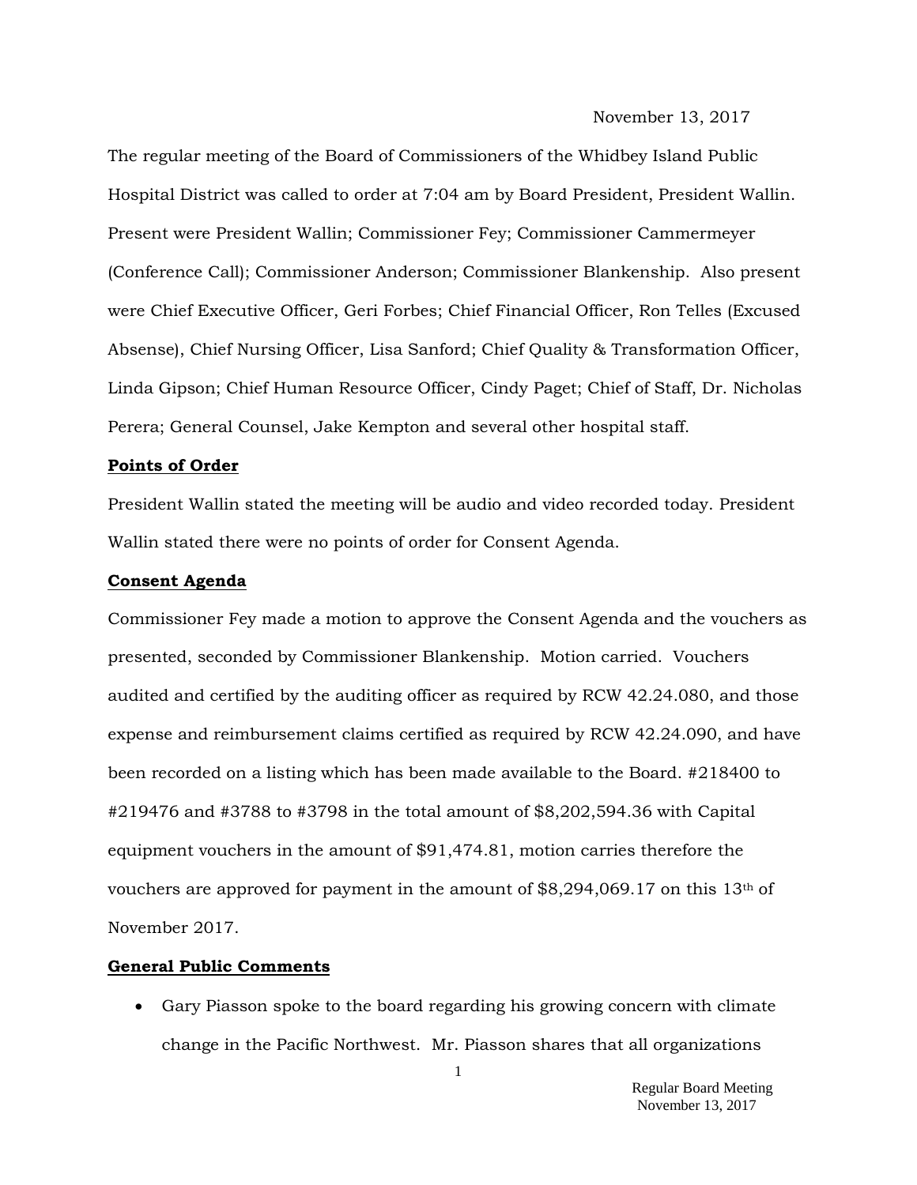November 13, 2017

The regular meeting of the Board of Commissioners of the Whidbey Island Public Hospital District was called to order at 7:04 am by Board President, President Wallin. Present were President Wallin; Commissioner Fey; Commissioner Cammermeyer (Conference Call); Commissioner Anderson; Commissioner Blankenship. Also present were Chief Executive Officer, Geri Forbes; Chief Financial Officer, Ron Telles (Excused Absense), Chief Nursing Officer, Lisa Sanford; Chief Quality & Transformation Officer, Linda Gipson; Chief Human Resource Officer, Cindy Paget; Chief of Staff, Dr. Nicholas Perera; General Counsel, Jake Kempton and several other hospital staff.

**Points of Order**

President Wallin stated the meeting will be audio and video recorded today. President Wallin stated there were no points of order for Consent Agenda.

**Consent Agenda**

Commissioner Fey made a motion to approve the Consent Agenda and the vouchers as presented, seconded by Commissioner Blankenship. Motion carried. Vouchers audited and certified by the auditing officer as required by RCW 42.24.080, and those expense and reimbursement claims certified as required by RCW 42.24.090, and have been recorded on a listing which has been made available to the Board. #218400 to #219476 and #3788 to #3798 in the total amount of $8,202,594.36 with Capital equipment vouchers in the amount of $91,474.81, motion carries therefore the vouchers are approved for payment in the amount of $8,294,069.17 on this 13th of November 2017.

**General Public Comments**

- Gary Piasson spoke to the board regarding his growing concern with climate change in the Pacific Northwest. Mr. Piasson shares that all organizations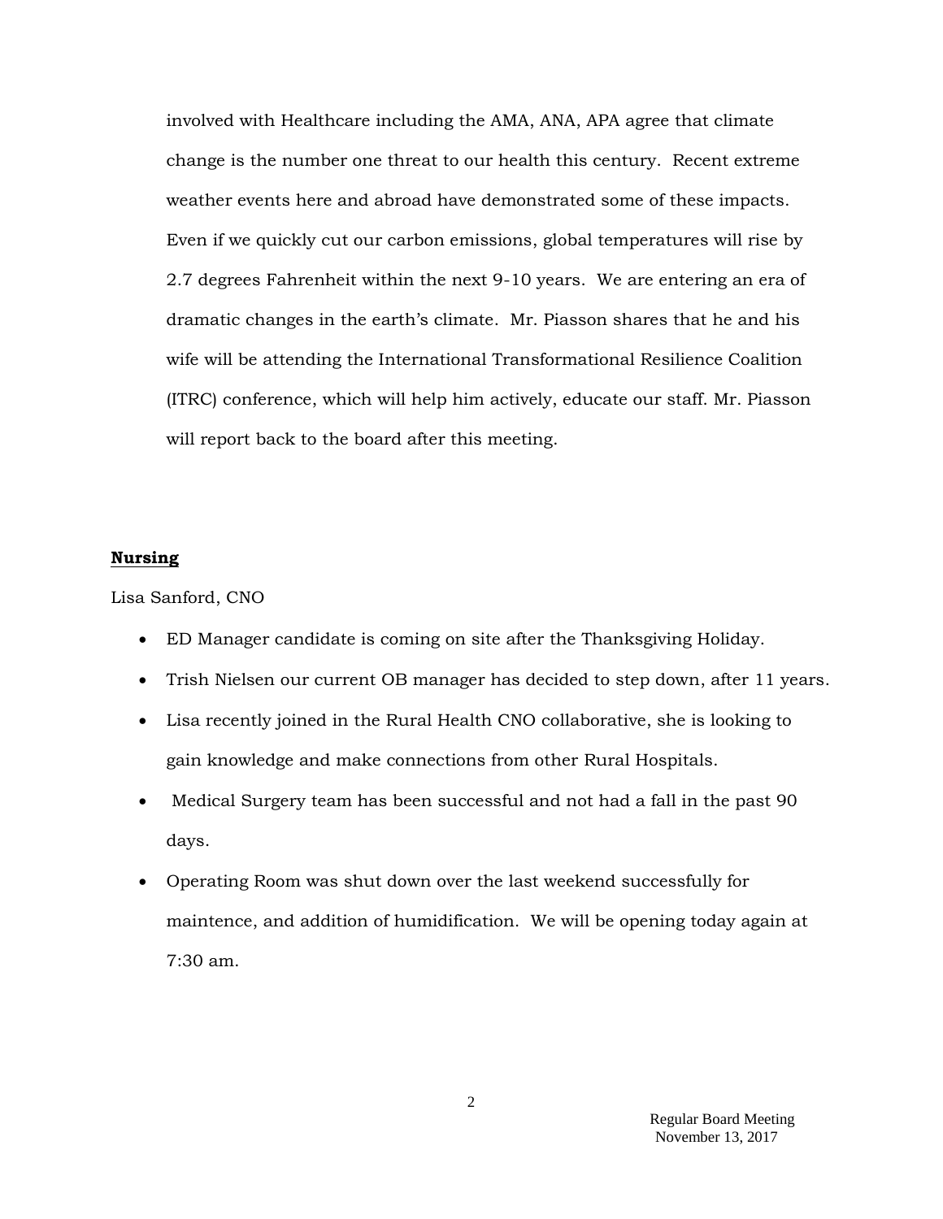involved with Healthcare including the AMA, ANA, APA agree that climate change is the number one threat to our health this century. Recent extreme weather events here and abroad have demonstrated some of these impacts. Even if we quickly cut our carbon emissions, global temperatures will rise by 2.7 degrees Fahrenheit within the next 9-10 years. We are entering an era of dramatic changes in the earth's climate. Mr. Piasson shares that he and his wife will be attending the International Transformational Resilience Coalition (ITRC) conference, which will help him actively, educate our staff. Mr. Piasson will report back to the board after this meeting.

**Nursing**

Lisa Sanford, CNO

- ED Manager candidate is coming on site after the Thanksgiving Holiday.
- Trish Nielsen our current OB manager has decided to step down, after 11 years.
- Lisa recently joined in the Rural Health CNO collaborative, she is looking to gain knowledge and make connections from other Rural Hospitals.
- Medical Surgery team has been successful and not had a fall in the past 90 days.
- Operating Room was shut down over the last weekend successfully for maintence, and addition of humidification. We will be opening today again at 7:30 am.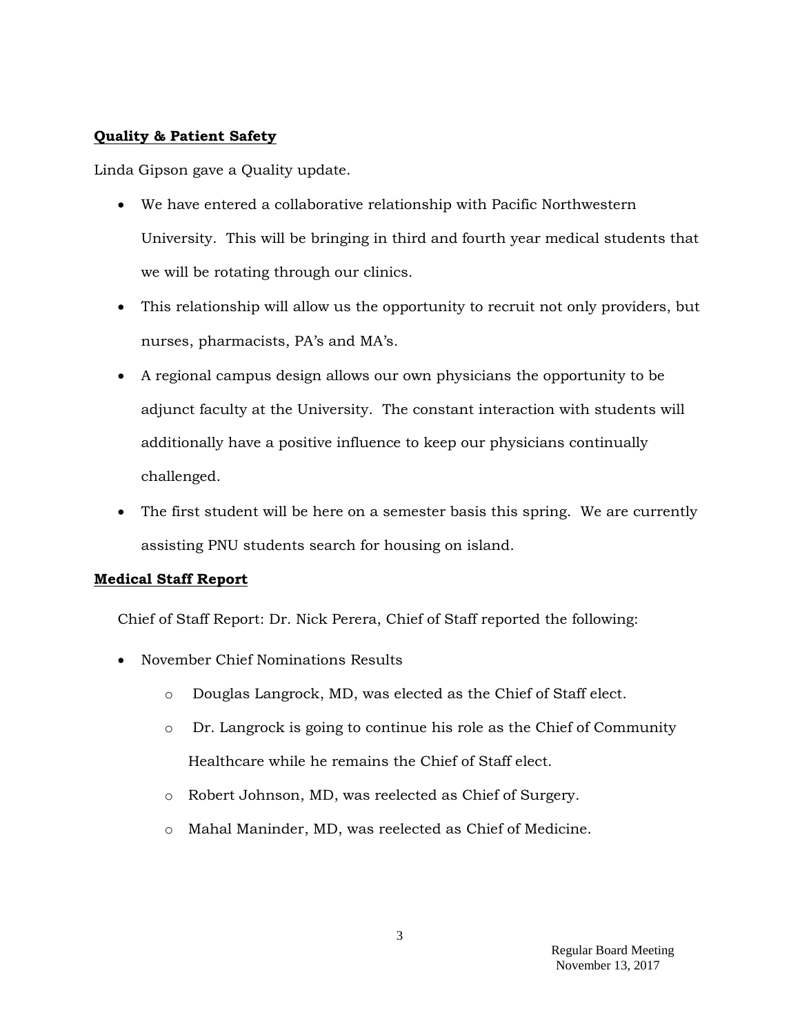**Quality & Patient Safety**

Linda Gipson gave a Quality update.

- We have entered a collaborative relationship with Pacific Northwestern University. This will be bringing in third and fourth year medical students that we will be rotating through our clinics.
- This relationship will allow us the opportunity to recruit not only providers, but nurses, pharmacists, PA's and MA's.
- A regional campus design allows our own physicians the opportunity to be adjunct faculty at the University. The constant interaction with students will additionally have a positive influence to keep our physicians continually challenged.
- The first student will be here on a semester basis this spring. We are currently assisting PNU students search for housing on island.

**Medical Staff Report**

Chief of Staff Report: Dr. Nick Perera, Chief of Staff reported the following:

- November Chief Nominations Results
  - Douglas Langrock, MD, was elected as the Chief of Staff elect.
  - Dr. Langrock is going to continue his role as the Chief of Community Healthcare while he remains the Chief of Staff elect.
  - Robert Johnson, MD, was reelected as Chief of Surgery.
  - Mahal Maninder, MD, was reelected as Chief of Medicine.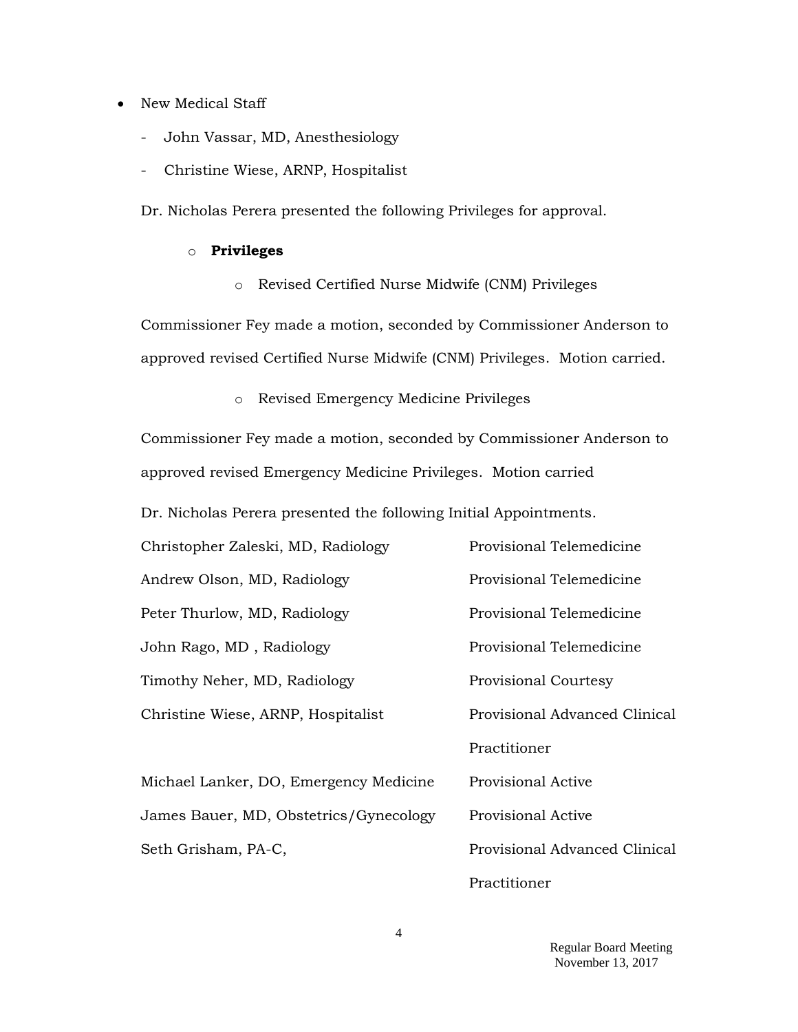- New Medical Staff
  - John Vassar, MD, Anesthesiology
  - Christine Wiese, ARNP, Hospitalist

Dr. Nicholas Perera presented the following Privileges for approval.

- **Privileges**
  - Revised Certified Nurse Midwife (CNM) Privileges

Commissioner Fey made a motion, seconded by Commissioner Anderson to approved revised Certified Nurse Midwife (CNM) Privileges. Motion carried.

- Revised Emergency Medicine Privileges

Commissioner Fey made a motion, seconded by Commissioner Anderson to approved revised Emergency Medicine Privileges. Motion carried

Dr. Nicholas Perera presented the following Initial Appointments.

| | |
|---|---|
| Christopher Zaleski, MD, Radiology | Provisional Telemedicine |
| Andrew Olson, MD, Radiology | Provisional Telemedicine |
| Peter Thurlow, MD, Radiology | Provisional Telemedicine |
| John Rago, MD , Radiology | Provisional Telemedicine |
| Timothy Neher, MD, Radiology | Provisional Courtesy |
| Christine Wiese, ARNP, Hospitalist | Provisional Advanced Clinical Practitioner |
| Michael Lanker, DO, Emergency Medicine | Provisional Active |
| James Bauer, MD, Obstetrics/Gynecology | Provisional Active |
| Seth Grisham, PA-C, | Provisional Advanced Clinical Practitioner |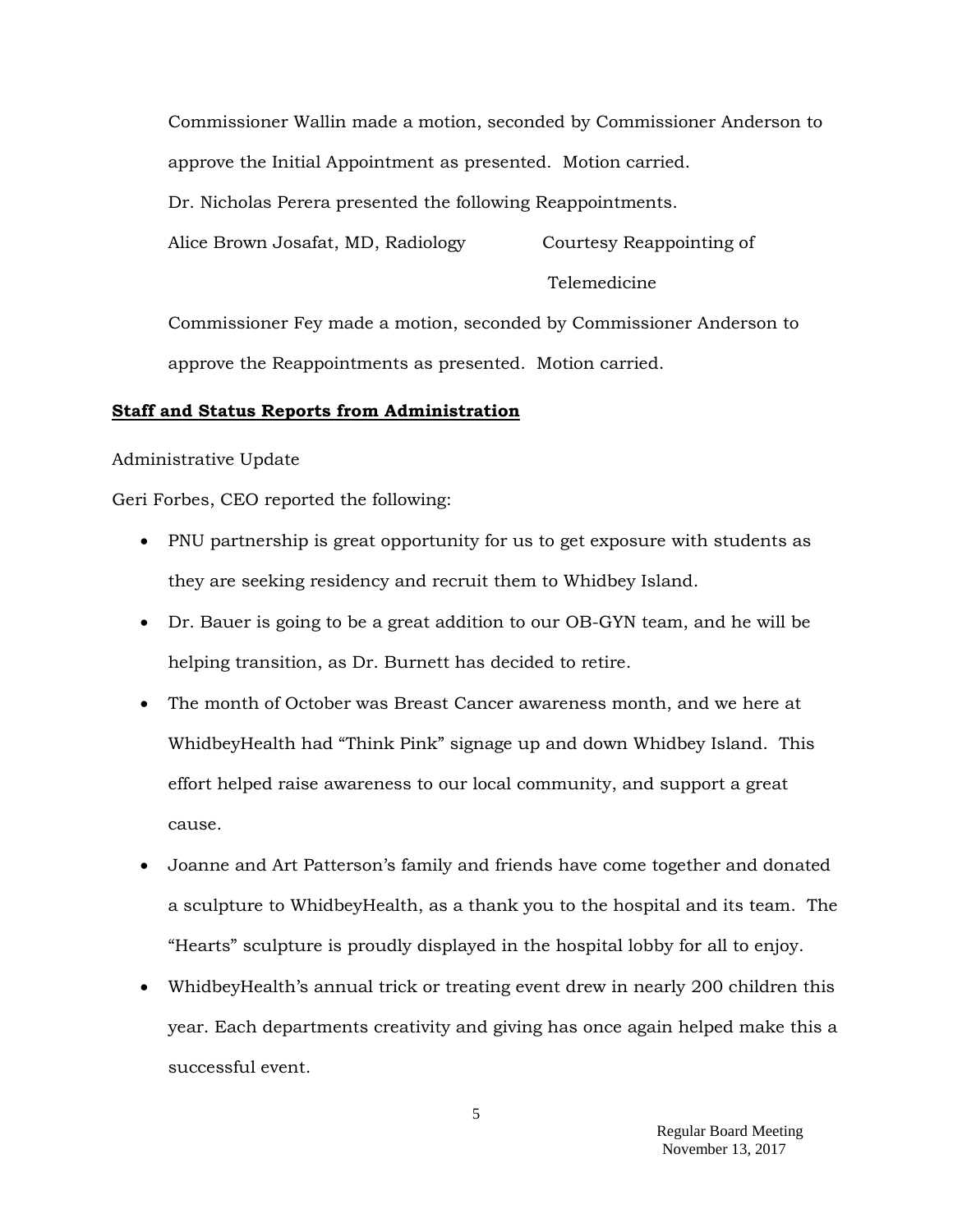Commissioner Wallin made a motion, seconded by Commissioner Anderson to approve the Initial Appointment as presented. Motion carried.

Dr. Nicholas Perera presented the following Reappointments.

| | |
|---|---|
| Alice Brown Josafat, MD, Radiology | Courtesy Reappointing of Telemedicine |

Commissioner Fey made a motion, seconded by Commissioner Anderson to approve the Reappointments as presented. Motion carried.

**Staff and Status Reports from Administration**

Administrative Update

Geri Forbes, CEO reported the following:

- PNU partnership is great opportunity for us to get exposure with students as they are seeking residency and recruit them to Whidbey Island.
- Dr. Bauer is going to be a great addition to our OB-GYN team, and he will be helping transition, as Dr. Burnett has decided to retire.
- The month of October was Breast Cancer awareness month, and we here at WhidbeyHealth had "Think Pink" signage up and down Whidbey Island. This effort helped raise awareness to our local community, and support a great cause.
- Joanne and Art Patterson's family and friends have come together and donated a sculpture to WhidbeyHealth, as a thank you to the hospital and its team. The "Hearts" sculpture is proudly displayed in the hospital lobby for all to enjoy.
- WhidbeyHealth's annual trick or treating event drew in nearly 200 children this year. Each departments creativity and giving has once again helped make this a successful event.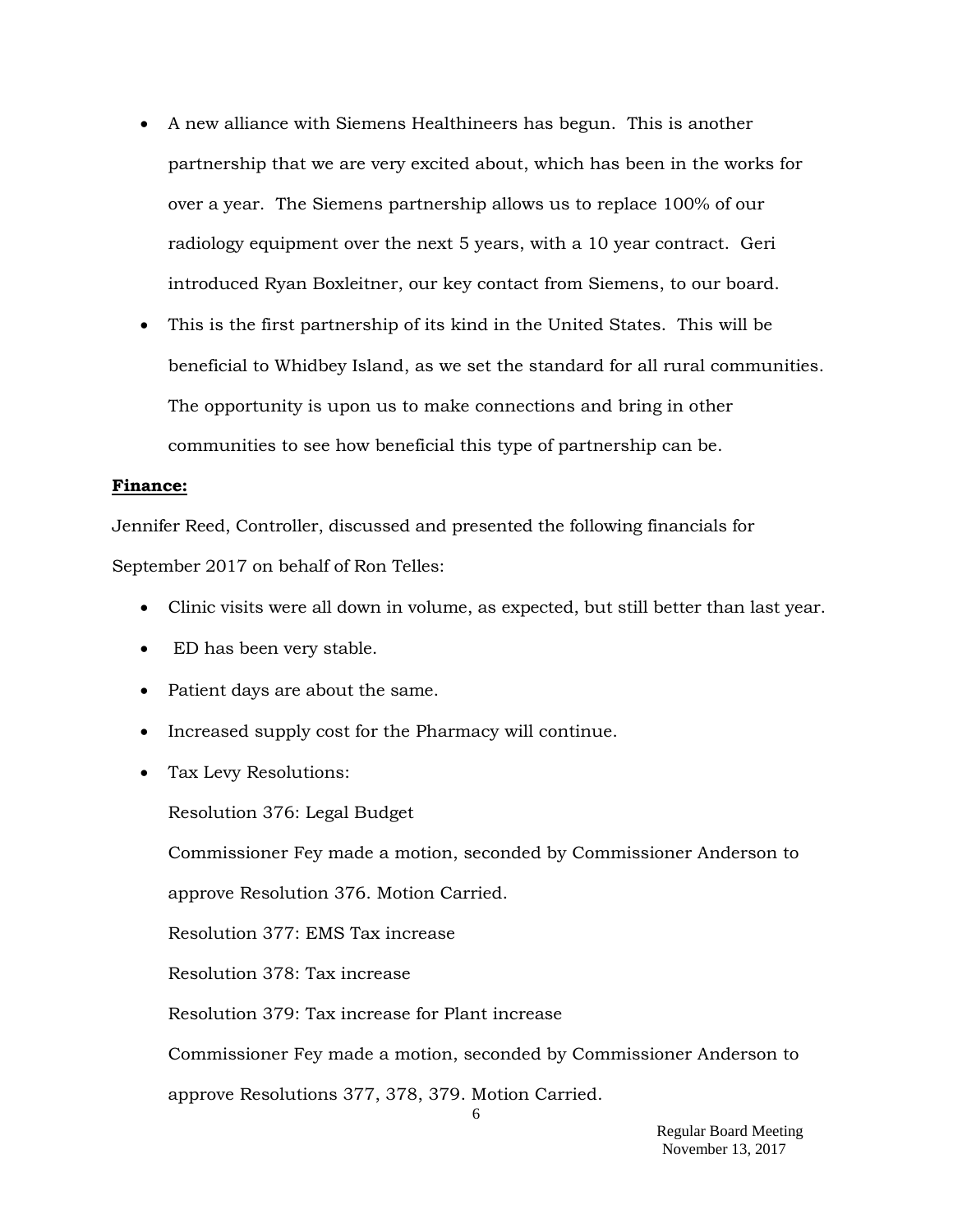- A new alliance with Siemens Healthineers has begun. This is another partnership that we are very excited about, which has been in the works for over a year. The Siemens partnership allows us to replace 100% of our radiology equipment over the next 5 years, with a 10 year contract. Geri introduced Ryan Boxleitner, our key contact from Siemens, to our board.
- This is the first partnership of its kind in the United States. This will be beneficial to Whidbey Island, as we set the standard for all rural communities. The opportunity is upon us to make connections and bring in other communities to see how beneficial this type of partnership can be.

**Finance:**

Jennifer Reed, Controller, discussed and presented the following financials for September 2017 on behalf of Ron Telles:

- Clinic visits were all down in volume, as expected, but still better than last year.
- ED has been very stable.
- Patient days are about the same.
- Increased supply cost for the Pharmacy will continue.
- Tax Levy Resolutions:

  Resolution 376: Legal Budget

  Commissioner Fey made a motion, seconded by Commissioner Anderson to approve Resolution 376. Motion Carried.

  Resolution 377: EMS Tax increase

  Resolution 378: Tax increase

  Resolution 379: Tax increase for Plant increase

  Commissioner Fey made a motion, seconded by Commissioner Anderson to approve Resolutions 377, 378, 379. Motion Carried.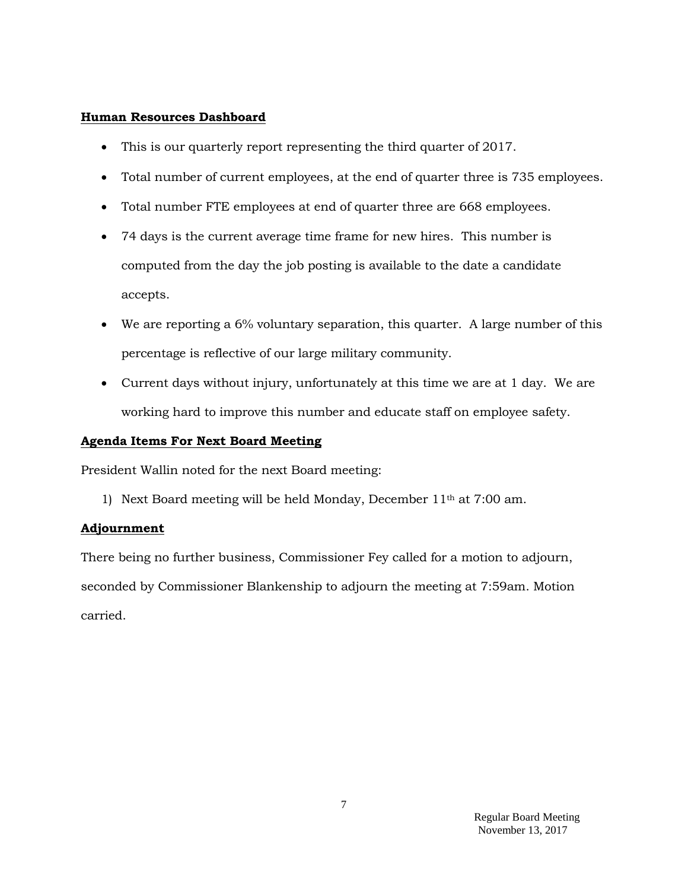**Human Resources Dashboard**

- This is our quarterly report representing the third quarter of 2017.
- Total number of current employees, at the end of quarter three is 735 employees.
- Total number FTE employees at end of quarter three are 668 employees.
- 74 days is the current average time frame for new hires. This number is computed from the day the job posting is available to the date a candidate accepts.
- We are reporting a 6% voluntary separation, this quarter. A large number of this percentage is reflective of our large military community.
- Current days without injury, unfortunately at this time we are at 1 day. We are working hard to improve this number and educate staff on employee safety.

**Agenda Items For Next Board Meeting**

President Wallin noted for the next Board meeting:

1) Next Board meeting will be held Monday, December 11th at 7:00 am.

**Adjournment**

There being no further business, Commissioner Fey called for a motion to adjourn, seconded by Commissioner Blankenship to adjourn the meeting at 7:59am. Motion carried.